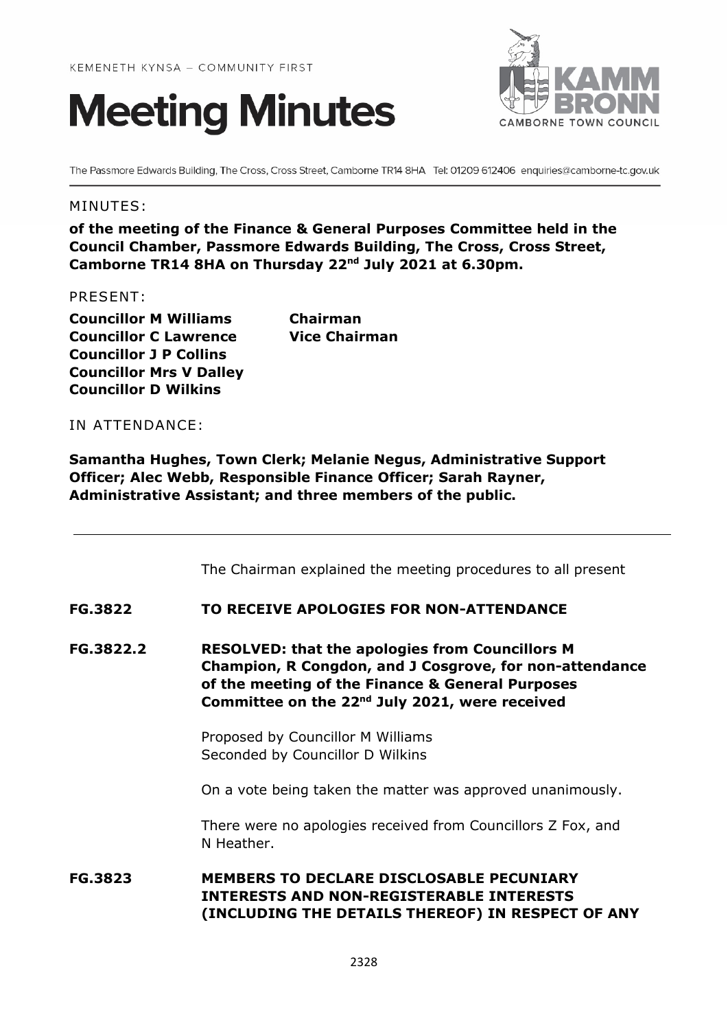KEMENETH KYNSA – COMMUNITY FIRST

# Meeting Minutes

KAMM BRONN
CAMBORNE TOWN COUNCIL

The Passmore Edwards Building, The Cross, Cross Street, Camborne TR14 8HA Tel: 01209 612406 enquiries@camborne-tc.gov.uk

MINUTES:

**of the meeting of the Finance & General Purposes Committee held in the Council Chamber, Passmore Edwards Building, The Cross, Cross Street, Camborne TR14 8HA on Thursday 22nd July 2021 at 6.30pm.**

PRESENT:

| | |
|---|---|
| **Councillor M Williams** | **Chairman** |
| **Councillor C Lawrence** | **Vice Chairman** |
| **Councillor J P Collins** | |
| **Councillor Mrs V Dalley** | |
| **Councillor D Wilkins** | |

IN ATTENDANCE:

**Samantha Hughes, Town Clerk; Melanie Negus, Administrative Support Officer; Alec Webb, Responsible Finance Officer; Sarah Rayner, Administrative Assistant; and three members of the public.**

---

The Chairman explained the meeting procedures to all present

**FG.3822 TO RECEIVE APOLOGIES FOR NON-ATTENDANCE**

**FG.3822.2 RESOLVED: that the apologies from Councillors M Champion, R Congdon, and J Cosgrove, for non-attendance of the meeting of the Finance & General Purposes Committee on the 22nd July 2021, were received**

Proposed by Councillor M Williams
Seconded by Councillor D Wilkins

On a vote being taken the matter was approved unanimously.

There were no apologies received from Councillors Z Fox, and N Heather.

**FG.3823 MEMBERS TO DECLARE DISCLOSABLE PECUNIARY INTERESTS AND NON-REGISTERABLE INTERESTS (INCLUDING THE DETAILS THEREOF) IN RESPECT OF ANY**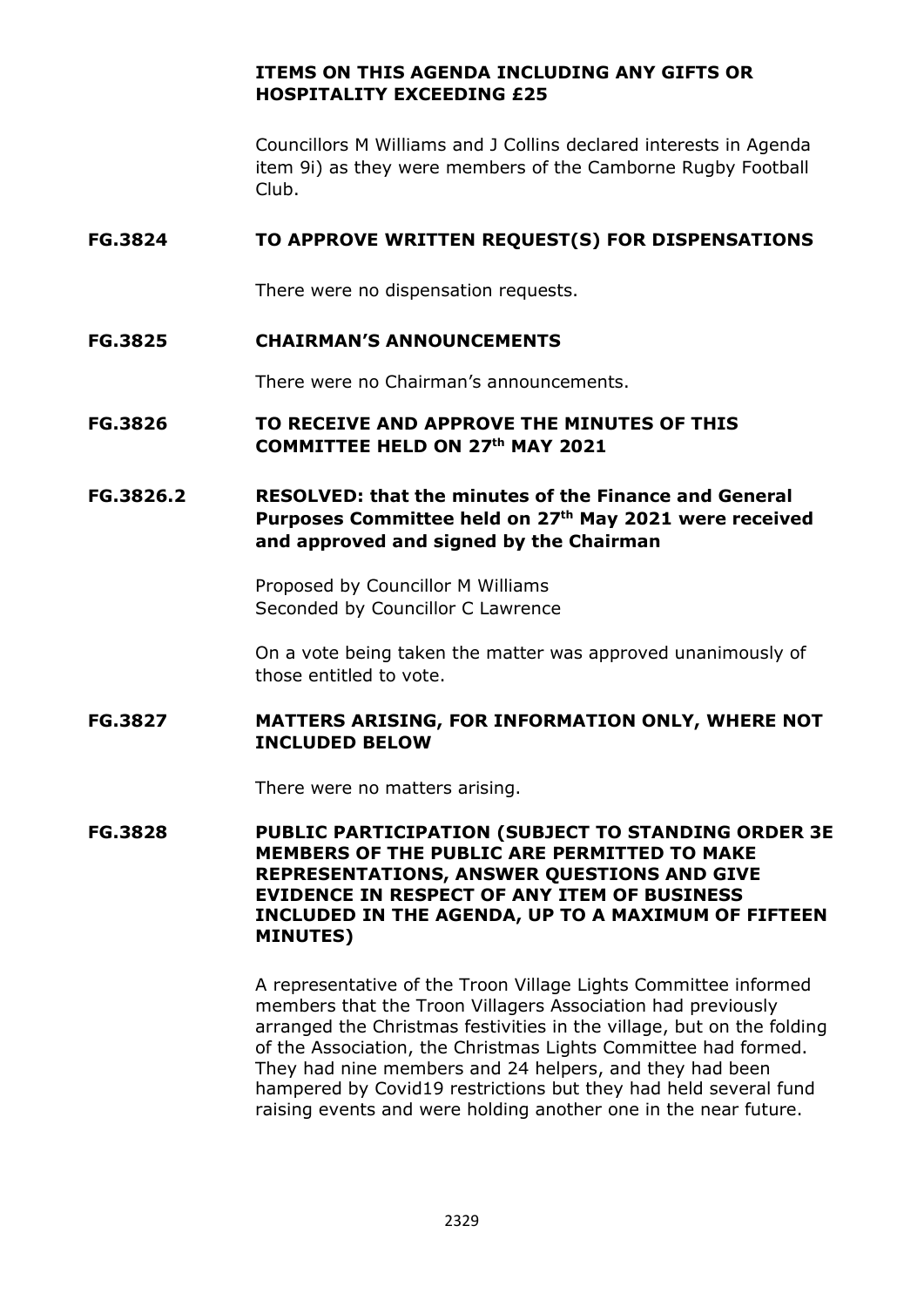**ITEMS ON THIS AGENDA INCLUDING ANY GIFTS OR HOSPITALITY EXCEEDING £25**

Councillors M Williams and J Collins declared interests in Agenda item 9i) as they were members of the Camborne Rugby Football Club.

**FG.3824 TO APPROVE WRITTEN REQUEST(S) FOR DISPENSATIONS**

There were no dispensation requests.

**FG.3825 CHAIRMAN'S ANNOUNCEMENTS**

There were no Chairman's announcements.

**FG.3826 TO RECEIVE AND APPROVE THE MINUTES OF THIS COMMITTEE HELD ON 27th MAY 2021**

**FG.3826.2 RESOLVED: that the minutes of the Finance and General Purposes Committee held on 27th May 2021 were received and approved and signed by the Chairman**

Proposed by Councillor M Williams
Seconded by Councillor C Lawrence

On a vote being taken the matter was approved unanimously of those entitled to vote.

**FG.3827 MATTERS ARISING, FOR INFORMATION ONLY, WHERE NOT INCLUDED BELOW**

There were no matters arising.

**FG.3828 PUBLIC PARTICIPATION (SUBJECT TO STANDING ORDER 3E MEMBERS OF THE PUBLIC ARE PERMITTED TO MAKE REPRESENTATIONS, ANSWER QUESTIONS AND GIVE EVIDENCE IN RESPECT OF ANY ITEM OF BUSINESS INCLUDED IN THE AGENDA, UP TO A MAXIMUM OF FIFTEEN MINUTES)**

A representative of the Troon Village Lights Committee informed members that the Troon Villagers Association had previously arranged the Christmas festivities in the village, but on the folding of the Association, the Christmas Lights Committee had formed. They had nine members and 24 helpers, and they had been hampered by Covid19 restrictions but they had held several fund raising events and were holding another one in the near future.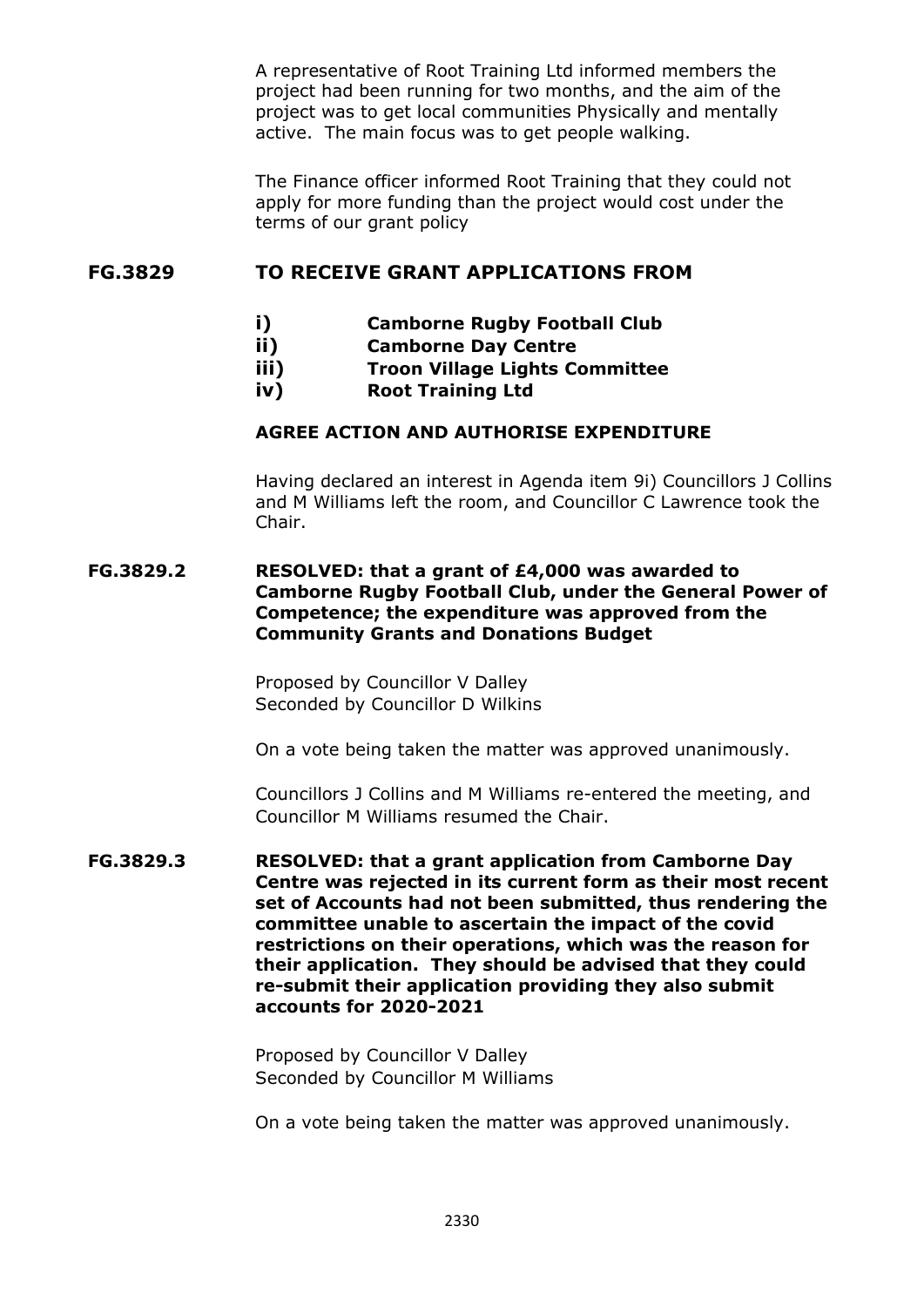A representative of Root Training Ltd informed members the project had been running for two months, and the aim of the project was to get local communities Physically and mentally active. The main focus was to get people walking.

The Finance officer informed Root Training that they could not apply for more funding than the project would cost under the terms of our grant policy

## FG.3829 TO RECEIVE GRANT APPLICATIONS FROM

- **i) Camborne Rugby Football Club**
- **ii) Camborne Day Centre**
- **iii) Troon Village Lights Committee**
- **iv) Root Training Ltd**

**AGREE ACTION AND AUTHORISE EXPENDITURE**

Having declared an interest in Agenda item 9i) Councillors J Collins and M Williams left the room, and Councillor C Lawrence took the Chair.

**FG.3829.2 RESOLVED: that a grant of £4,000 was awarded to Camborne Rugby Football Club, under the General Power of Competence; the expenditure was approved from the Community Grants and Donations Budget**

Proposed by Councillor V Dalley
Seconded by Councillor D Wilkins

On a vote being taken the matter was approved unanimously.

Councillors J Collins and M Williams re-entered the meeting, and Councillor M Williams resumed the Chair.

**FG.3829.3 RESOLVED: that a grant application from Camborne Day Centre was rejected in its current form as their most recent set of Accounts had not been submitted, thus rendering the committee unable to ascertain the impact of the covid restrictions on their operations, which was the reason for their application. They should be advised that they could re-submit their application providing they also submit accounts for 2020-2021**

Proposed by Councillor V Dalley
Seconded by Councillor M Williams

On a vote being taken the matter was approved unanimously.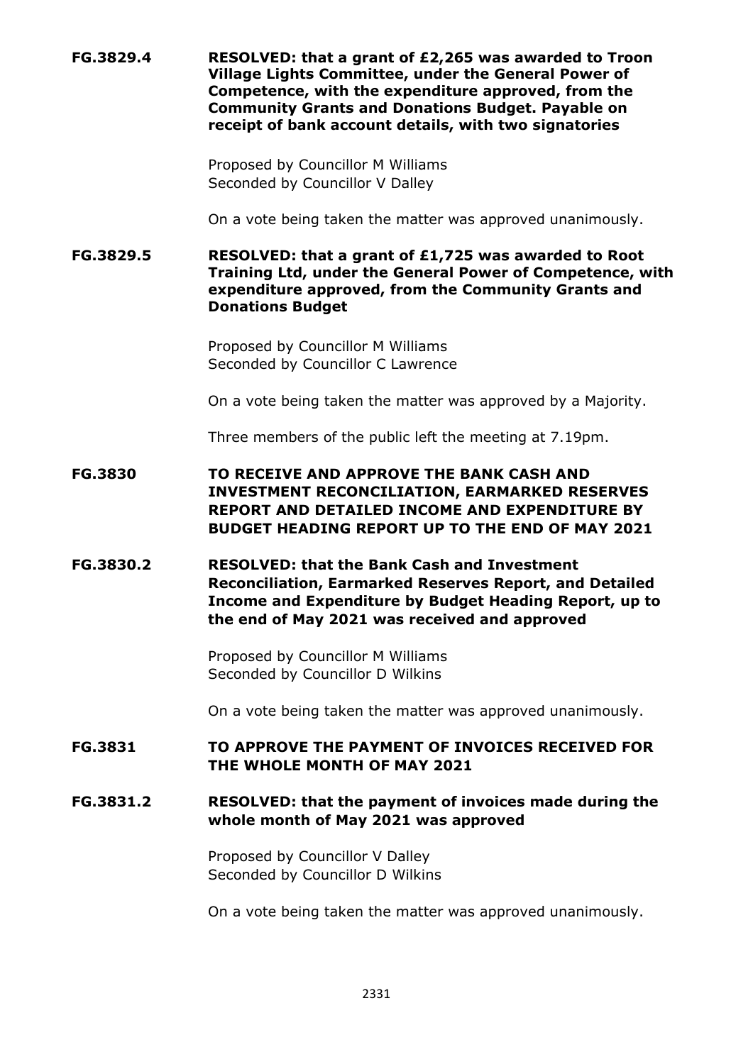**FG.3829.4** **RESOLVED: that a grant of £2,265 was awarded to Troon Village Lights Committee, under the General Power of Competence, with the expenditure approved, from the Community Grants and Donations Budget. Payable on receipt of bank account details, with two signatories**

Proposed by Councillor M Williams
Seconded by Councillor V Dalley

On a vote being taken the matter was approved unanimously.

**FG.3829.5** **RESOLVED: that a grant of £1,725 was awarded to Root Training Ltd, under the General Power of Competence, with expenditure approved, from the Community Grants and Donations Budget**

Proposed by Councillor M Williams
Seconded by Councillor C Lawrence

On a vote being taken the matter was approved by a Majority.

Three members of the public left the meeting at 7.19pm.

**FG.3830** **TO RECEIVE AND APPROVE THE BANK CASH AND INVESTMENT RECONCILIATION, EARMARKED RESERVES REPORT AND DETAILED INCOME AND EXPENDITURE BY BUDGET HEADING REPORT UP TO THE END OF MAY 2021**

**FG.3830.2** **RESOLVED: that the Bank Cash and Investment Reconciliation, Earmarked Reserves Report, and Detailed Income and Expenditure by Budget Heading Report, up to the end of May 2021 was received and approved**

Proposed by Councillor M Williams
Seconded by Councillor D Wilkins

On a vote being taken the matter was approved unanimously.

**FG.3831** **TO APPROVE THE PAYMENT OF INVOICES RECEIVED FOR THE WHOLE MONTH OF MAY 2021**

**FG.3831.2** **RESOLVED: that the payment of invoices made during the whole month of May 2021 was approved**

Proposed by Councillor V Dalley
Seconded by Councillor D Wilkins

On a vote being taken the matter was approved unanimously.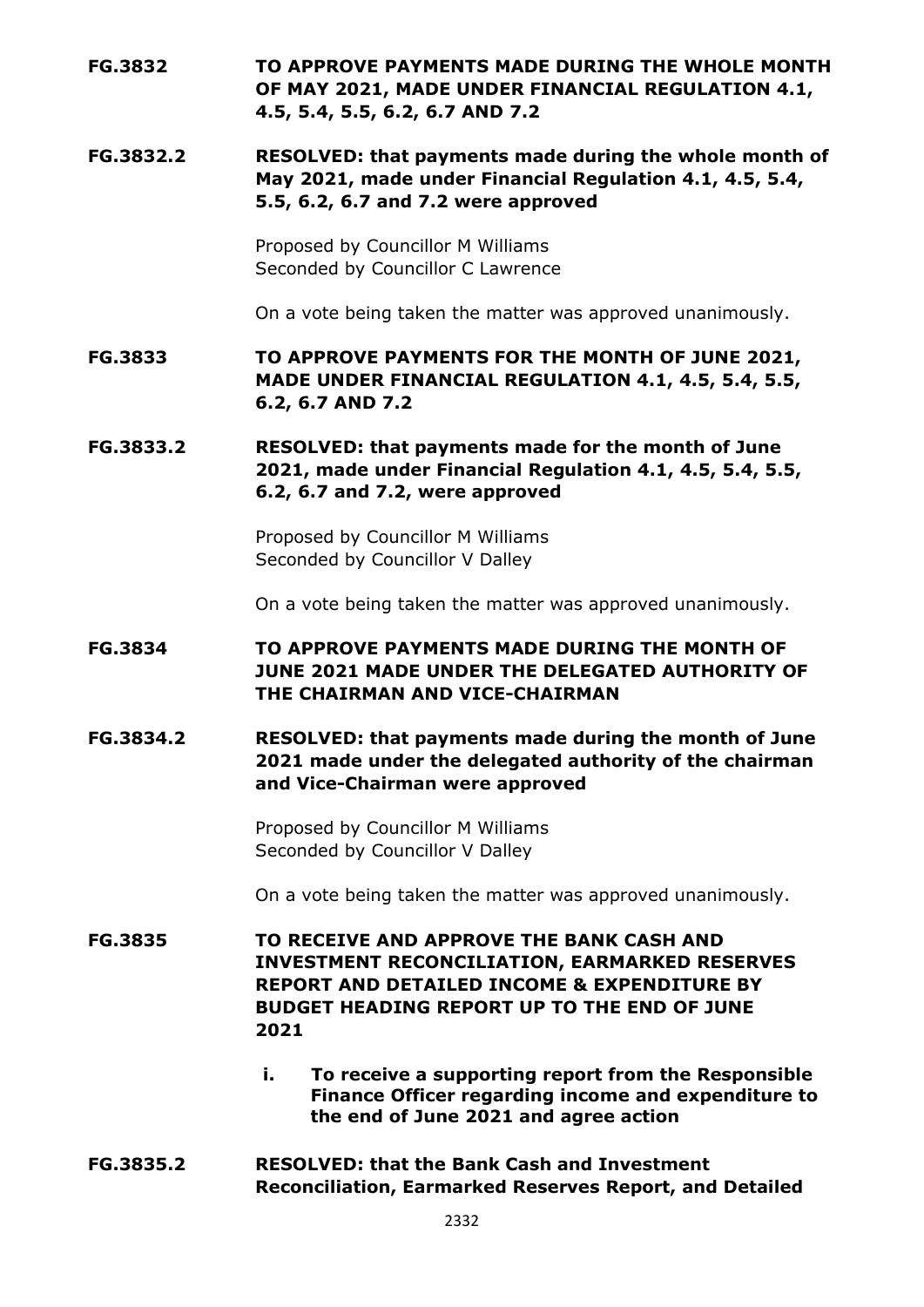**FG.3832 TO APPROVE PAYMENTS MADE DURING THE WHOLE MONTH OF MAY 2021, MADE UNDER FINANCIAL REGULATION 4.1, 4.5, 5.4, 5.5, 6.2, 6.7 AND 7.2**

**FG.3832.2 RESOLVED: that payments made during the whole month of May 2021, made under Financial Regulation 4.1, 4.5, 5.4, 5.5, 6.2, 6.7 and 7.2 were approved**

Proposed by Councillor M Williams
Seconded by Councillor C Lawrence

On a vote being taken the matter was approved unanimously.

**FG.3833 TO APPROVE PAYMENTS FOR THE MONTH OF JUNE 2021, MADE UNDER FINANCIAL REGULATION 4.1, 4.5, 5.4, 5.5, 6.2, 6.7 AND 7.2**

**FG.3833.2 RESOLVED: that payments made for the month of June 2021, made under Financial Regulation 4.1, 4.5, 5.4, 5.5, 6.2, 6.7 and 7.2, were approved**

Proposed by Councillor M Williams
Seconded by Councillor V Dalley

On a vote being taken the matter was approved unanimously.

**FG.3834 TO APPROVE PAYMENTS MADE DURING THE MONTH OF JUNE 2021 MADE UNDER THE DELEGATED AUTHORITY OF THE CHAIRMAN AND VICE-CHAIRMAN**

**FG.3834.2 RESOLVED: that payments made during the month of June 2021 made under the delegated authority of the chairman and Vice-Chairman were approved**

Proposed by Councillor M Williams
Seconded by Councillor V Dalley

On a vote being taken the matter was approved unanimously.

**FG.3835 TO RECEIVE AND APPROVE THE BANK CASH AND INVESTMENT RECONCILIATION, EARMARKED RESERVES REPORT AND DETAILED INCOME & EXPENDITURE BY BUDGET HEADING REPORT UP TO THE END OF JUNE 2021**

**i. To receive a supporting report from the Responsible Finance Officer regarding income and expenditure to the end of June 2021 and agree action**

**FG.3835.2 RESOLVED: that the Bank Cash and Investment Reconciliation, Earmarked Reserves Report, and Detailed**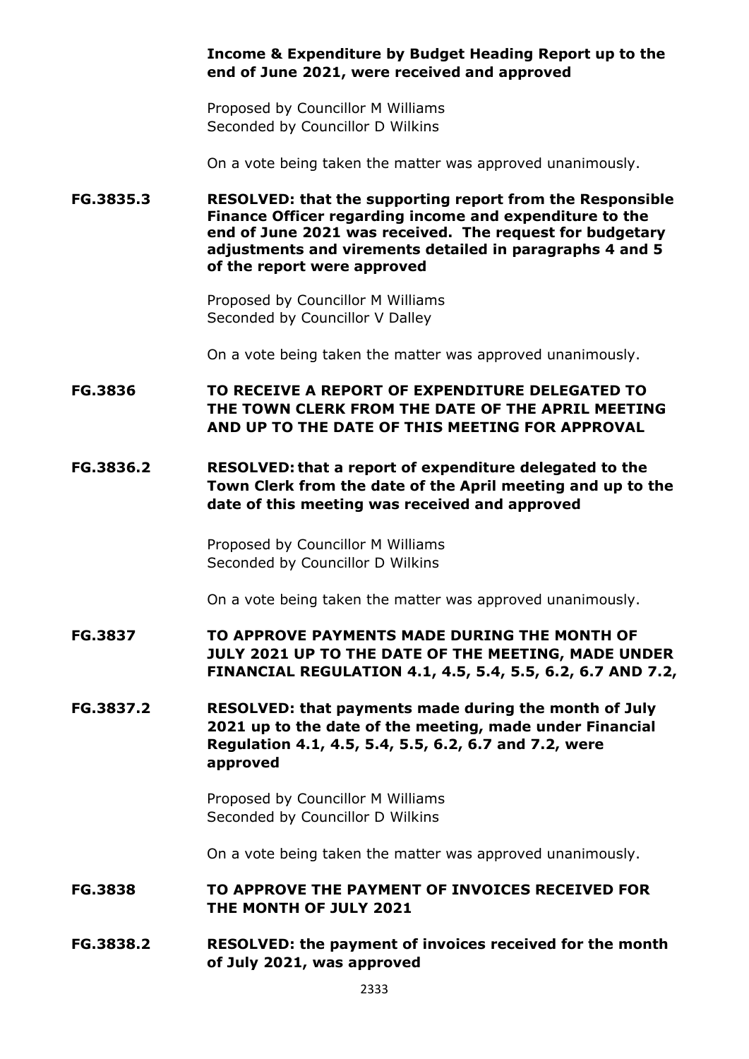**Income & Expenditure by Budget Heading Report up to the end of June 2021, were received and approved**

Proposed by Councillor M Williams
Seconded by Councillor D Wilkins

On a vote being taken the matter was approved unanimously.

**FG.3835.3 RESOLVED: that the supporting report from the Responsible Finance Officer regarding income and expenditure to the end of June 2021 was received. The request for budgetary adjustments and virements detailed in paragraphs 4 and 5 of the report were approved**

Proposed by Councillor M Williams
Seconded by Councillor V Dalley

On a vote being taken the matter was approved unanimously.

**FG.3836 TO RECEIVE A REPORT OF EXPENDITURE DELEGATED TO THE TOWN CLERK FROM THE DATE OF THE APRIL MEETING AND UP TO THE DATE OF THIS MEETING FOR APPROVAL**

**FG.3836.2 RESOLVED: that a report of expenditure delegated to the Town Clerk from the date of the April meeting and up to the date of this meeting was received and approved**

Proposed by Councillor M Williams
Seconded by Councillor D Wilkins

On a vote being taken the matter was approved unanimously.

**FG.3837 TO APPROVE PAYMENTS MADE DURING THE MONTH OF JULY 2021 UP TO THE DATE OF THE MEETING, MADE UNDER FINANCIAL REGULATION 4.1, 4.5, 5.4, 5.5, 6.2, 6.7 AND 7.2,**

**FG.3837.2 RESOLVED: that payments made during the month of July 2021 up to the date of the meeting, made under Financial Regulation 4.1, 4.5, 5.4, 5.5, 6.2, 6.7 and 7.2, were approved**

Proposed by Councillor M Williams
Seconded by Councillor D Wilkins

On a vote being taken the matter was approved unanimously.

**FG.3838 TO APPROVE THE PAYMENT OF INVOICES RECEIVED FOR THE MONTH OF JULY 2021**

**FG.3838.2 RESOLVED: the payment of invoices received for the month of July 2021, was approved**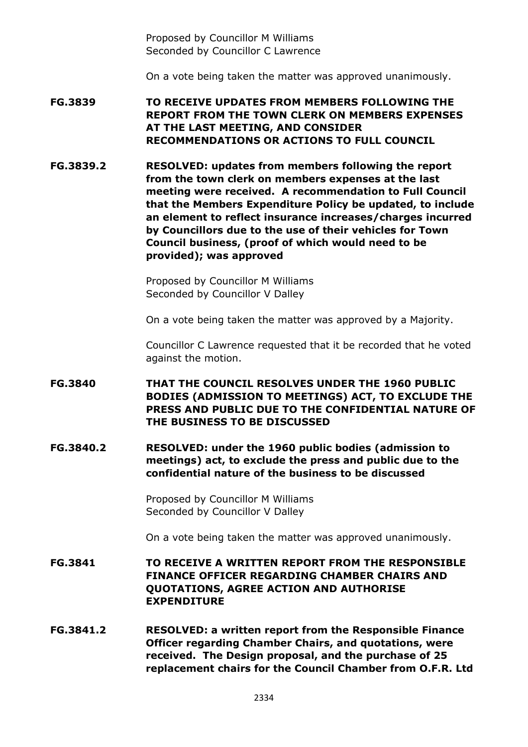Proposed by Councillor M Williams
Seconded by Councillor C Lawrence

On a vote being taken the matter was approved unanimously.

**FG.3839 TO RECEIVE UPDATES FROM MEMBERS FOLLOWING THE REPORT FROM THE TOWN CLERK ON MEMBERS EXPENSES AT THE LAST MEETING, AND CONSIDER RECOMMENDATIONS OR ACTIONS TO FULL COUNCIL**

**FG.3839.2 RESOLVED: updates from members following the report from the town clerk on members expenses at the last meeting were received. A recommendation to Full Council that the Members Expenditure Policy be updated, to include an element to reflect insurance increases/charges incurred by Councillors due to the use of their vehicles for Town Council business, (proof of which would need to be provided); was approved**

Proposed by Councillor M Williams
Seconded by Councillor V Dalley

On a vote being taken the matter was approved by a Majority.

Councillor C Lawrence requested that it be recorded that he voted against the motion.

**FG.3840 THAT THE COUNCIL RESOLVES UNDER THE 1960 PUBLIC BODIES (ADMISSION TO MEETINGS) ACT, TO EXCLUDE THE PRESS AND PUBLIC DUE TO THE CONFIDENTIAL NATURE OF THE BUSINESS TO BE DISCUSSED**

**FG.3840.2 RESOLVED: under the 1960 public bodies (admission to meetings) act, to exclude the press and public due to the confidential nature of the business to be discussed**

Proposed by Councillor M Williams
Seconded by Councillor V Dalley

On a vote being taken the matter was approved unanimously.

**FG.3841 TO RECEIVE A WRITTEN REPORT FROM THE RESPONSIBLE FINANCE OFFICER REGARDING CHAMBER CHAIRS AND QUOTATIONS, AGREE ACTION AND AUTHORISE EXPENDITURE**

**FG.3841.2 RESOLVED: a written report from the Responsible Finance Officer regarding Chamber Chairs, and quotations, were received. The Design proposal, and the purchase of 25 replacement chairs for the Council Chamber from O.F.R. Ltd**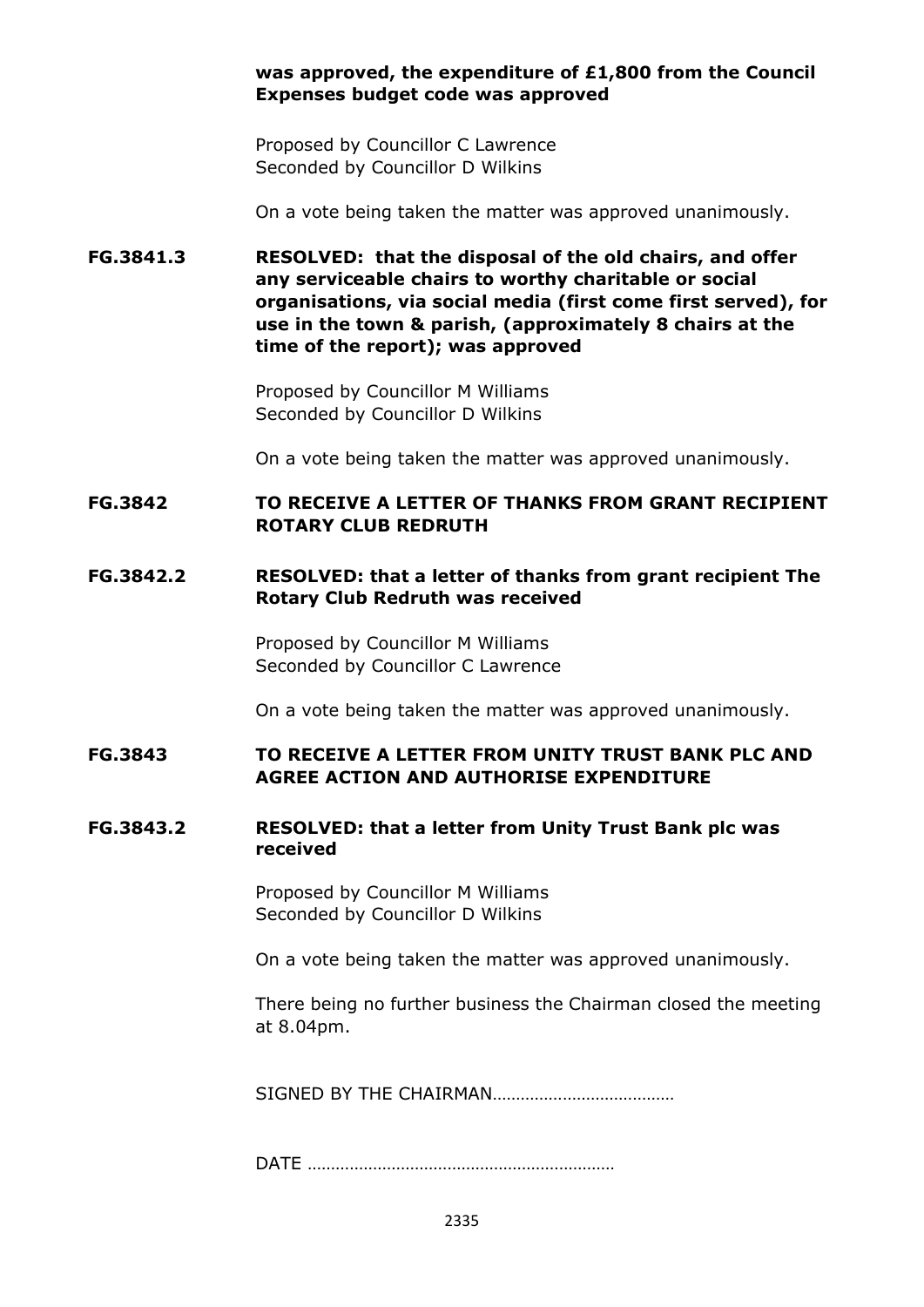**was approved, the expenditure of £1,800 from the Council Expenses budget code was approved**

Proposed by Councillor C Lawrence
Seconded by Councillor D Wilkins

On a vote being taken the matter was approved unanimously.

**FG.3841.3 RESOLVED: that the disposal of the old chairs, and offer any serviceable chairs to worthy charitable or social organisations, via social media (first come first served), for use in the town & parish, (approximately 8 chairs at the time of the report); was approved**

Proposed by Councillor M Williams
Seconded by Councillor D Wilkins

On a vote being taken the matter was approved unanimously.

**FG.3842 TO RECEIVE A LETTER OF THANKS FROM GRANT RECIPIENT ROTARY CLUB REDRUTH**

**FG.3842.2 RESOLVED: that a letter of thanks from grant recipient The Rotary Club Redruth was received**

Proposed by Councillor M Williams
Seconded by Councillor C Lawrence

On a vote being taken the matter was approved unanimously.

**FG.3843 TO RECEIVE A LETTER FROM UNITY TRUST BANK PLC AND AGREE ACTION AND AUTHORISE EXPENDITURE**

**FG.3843.2 RESOLVED: that a letter from Unity Trust Bank plc was received**

Proposed by Councillor M Williams
Seconded by Councillor D Wilkins

On a vote being taken the matter was approved unanimously.

There being no further business the Chairman closed the meeting at 8.04pm.

SIGNED BY THE CHAIRMAN…………………………………

DATE …………………………………………………………